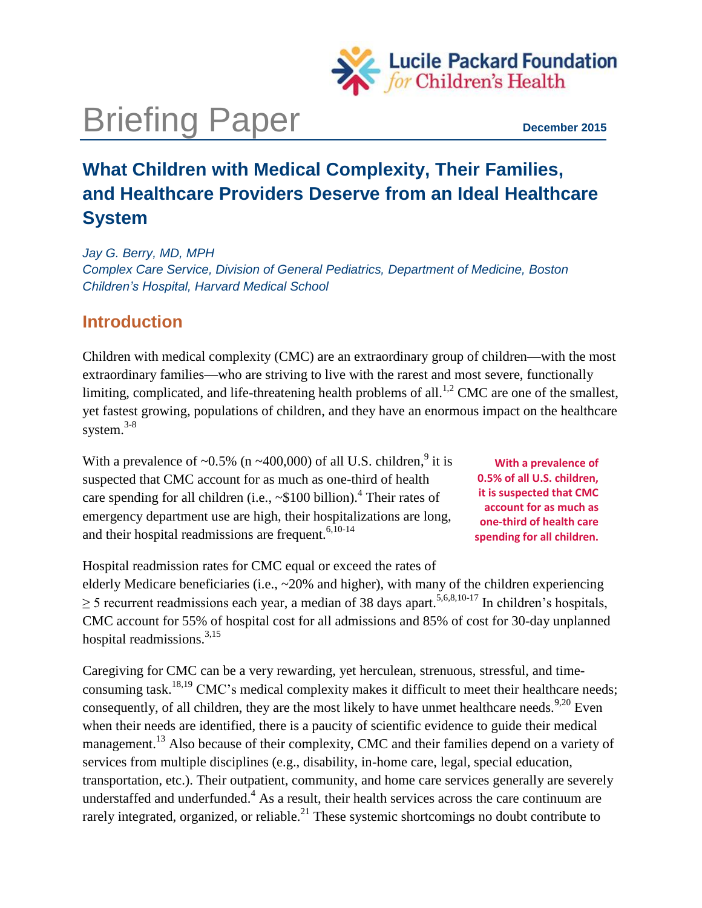Lucile Packard Foundation *for* Children's Health

# Briefing Paper

**December 2015**

## What Children with Medical Complexity, Their Families, and Healthcare Providers Deserve from an Ideal Healthcare System

*Jay G. Berry, MD, MPH*
*Complex Care Service, Division of General Pediatrics, Department of Medicine, Boston Children's Hospital, Harvard Medical School*

## Introduction

Children with medical complexity (CMC) are an extraordinary group of children—with the most extraordinary families—who are striving to live with the rarest and most severe, functionally limiting, complicated, and life-threatening health problems of all.[1,2] CMC are one of the smallest, yet fastest growing, populations of children, and they have an enormous impact on the healthcare system.[3-8]

With a prevalence of ~0.5% (n ~400,000) of all U.S. children,[9] it is suspected that CMC account for as much as one-third of health care spending for all children (i.e., ~$100 billion).[4] Their rates of emergency department use are high, their hospitalizations are long, and their hospital readmissions are frequent.[6,10-14]

**With a prevalence of 0.5% of all U.S. children, it is suspected that CMC account for as much as one-third of health care spending for all children.**

Hospital readmission rates for CMC equal or exceed the rates of elderly Medicare beneficiaries (i.e., ~20% and higher), with many of the children experiencing $\geq$ 5 recurrent readmissions each year, a median of 38 days apart.[5,6,8,10-17] In children's hospitals, CMC account for 55% of hospital cost for all admissions and 85% of cost for 30-day unplanned hospital readmissions.[3,15]

Caregiving for CMC can be a very rewarding, yet herculean, strenuous, stressful, and time-consuming task.[18,19] CMC's medical complexity makes it difficult to meet their healthcare needs; consequently, of all children, they are the most likely to have unmet healthcare needs.[9,20] Even when their needs are identified, there is a paucity of scientific evidence to guide their medical management.[13] Also because of their complexity, CMC and their families depend on a variety of services from multiple disciplines (e.g., disability, in-home care, legal, special education, transportation, etc.). Their outpatient, community, and home care services generally are severely understaffed and underfunded.[4] As a result, their health services across the care continuum are rarely integrated, organized, or reliable.[21] These systemic shortcomings no doubt contribute to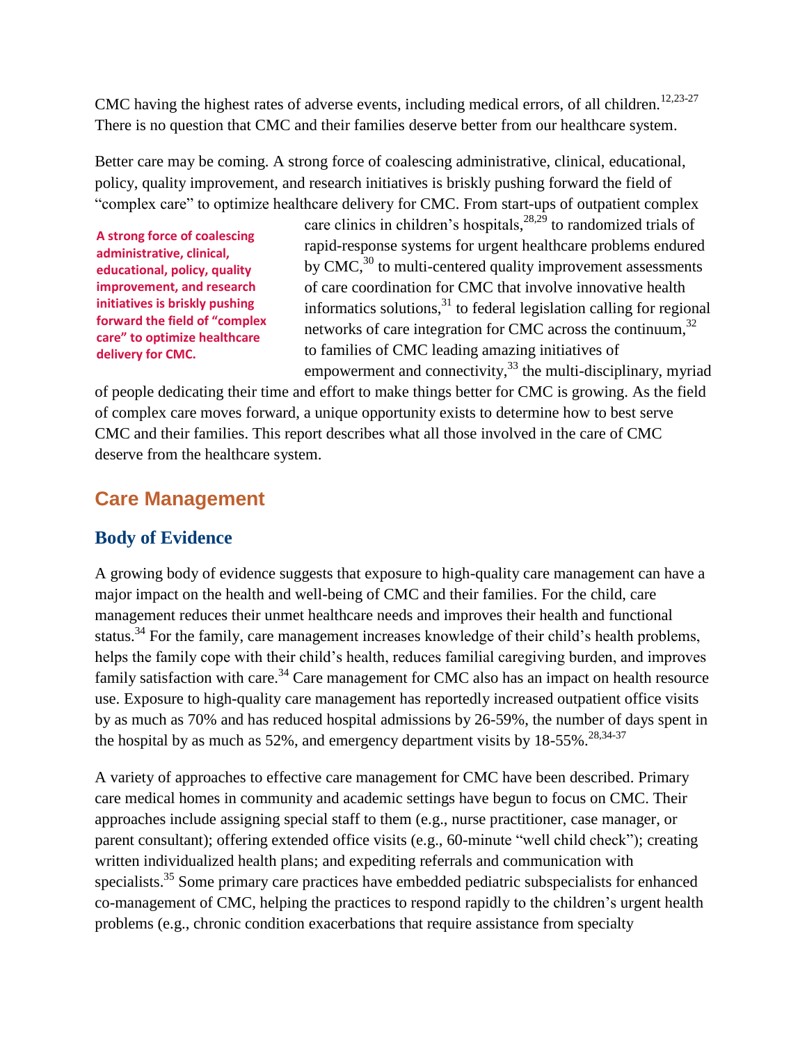CMC having the highest rates of adverse events, including medical errors, of all children.[12,23-27] There is no question that CMC and their families deserve better from our healthcare system.

Better care may be coming. A strong force of coalescing administrative, clinical, educational, policy, quality improvement, and research initiatives is briskly pushing forward the field of "complex care" to optimize healthcare delivery for CMC. From start-ups of outpatient complex care clinics in children's hospitals,[28,29] to randomized trials of rapid-response systems for urgent healthcare problems endured by CMC,[30] to multi-centered quality improvement assessments of care coordination for CMC that involve innovative health informatics solutions,[31] to federal legislation calling for regional networks of care integration for CMC across the continuum,[32] to families of CMC leading amazing initiatives of empowerment and connectivity,[33] the multi-disciplinary, myriad of people dedicating their time and effort to make things better for CMC is growing. As the field of complex care moves forward, a unique opportunity exists to determine how to best serve CMC and their families. This report describes what all those involved in the care of CMC deserve from the healthcare system.

**A strong force of coalescing administrative, clinical, educational, policy, quality improvement, and research initiatives is briskly pushing forward the field of "complex care" to optimize healthcare delivery for CMC.**

## Care Management

### Body of Evidence

A growing body of evidence suggests that exposure to high-quality care management can have a major impact on the health and well-being of CMC and their families. For the child, care management reduces their unmet healthcare needs and improves their health and functional status.[34] For the family, care management increases knowledge of their child's health problems, helps the family cope with their child's health, reduces familial caregiving burden, and improves family satisfaction with care.[34] Care management for CMC also has an impact on health resource use. Exposure to high-quality care management has reportedly increased outpatient office visits by as much as 70% and has reduced hospital admissions by 26-59%, the number of days spent in the hospital by as much as 52%, and emergency department visits by 18-55%.[28,34-37]

A variety of approaches to effective care management for CMC have been described. Primary care medical homes in community and academic settings have begun to focus on CMC. Their approaches include assigning special staff to them (e.g., nurse practitioner, case manager, or parent consultant); offering extended office visits (e.g., 60-minute "well child check"); creating written individualized health plans; and expediting referrals and communication with specialists.[35] Some primary care practices have embedded pediatric subspecialists for enhanced co-management of CMC, helping the practices to respond rapidly to the children's urgent health problems (e.g., chronic condition exacerbations that require assistance from specialty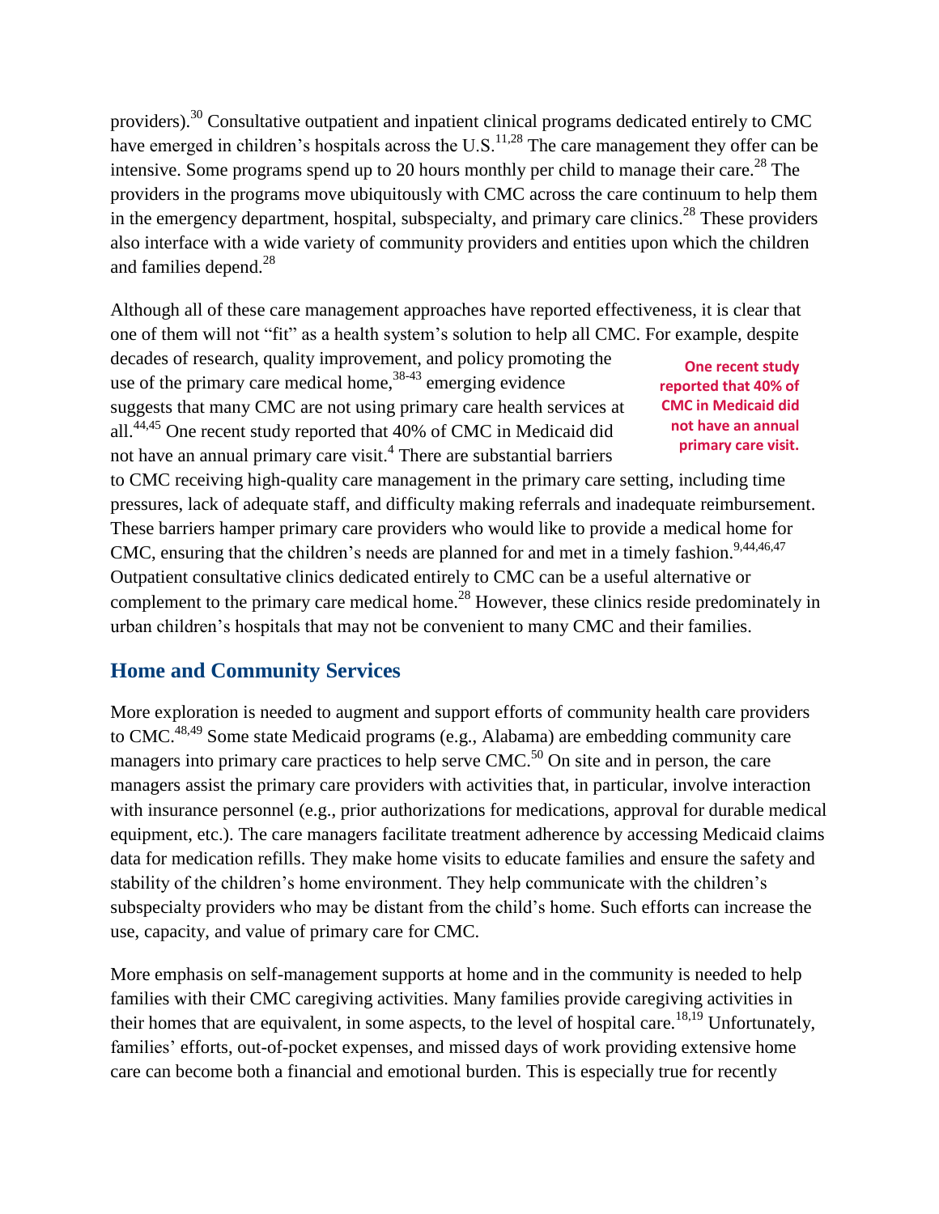providers).[30] Consultative outpatient and inpatient clinical programs dedicated entirely to CMC have emerged in children's hospitals across the U.S.[11,28] The care management they offer can be intensive. Some programs spend up to 20 hours monthly per child to manage their care.[28] The providers in the programs move ubiquitously with CMC across the care continuum to help them in the emergency department, hospital, subspecialty, and primary care clinics.[28] These providers also interface with a wide variety of community providers and entities upon which the children and families depend.[28]

Although all of these care management approaches have reported effectiveness, it is clear that one of them will not "fit" as a health system's solution to help all CMC. For example, despite decades of research, quality improvement, and policy promoting the use of the primary care medical home,[38-43] emerging evidence suggests that many CMC are not using primary care health services at all.[44,45] One recent study reported that 40% of CMC in Medicaid did not have an annual primary care visit.[4] There are substantial barriers to CMC receiving high-quality care management in the primary care setting, including time pressures, lack of adequate staff, and difficulty making referrals and inadequate reimbursement. These barriers hamper primary care providers who would like to provide a medical home for CMC, ensuring that the children's needs are planned for and met in a timely fashion.[9,44,46,47] Outpatient consultative clinics dedicated entirely to CMC can be a useful alternative or complement to the primary care medical home.[28] However, these clinics reside predominately in urban children's hospitals that may not be convenient to many CMC and their families.

**One recent study reported that 40% of CMC in Medicaid did not have an annual primary care visit.**

## Home and Community Services

More exploration is needed to augment and support efforts of community health care providers to CMC.[48,49] Some state Medicaid programs (e.g., Alabama) are embedding community care managers into primary care practices to help serve CMC.[50] On site and in person, the care managers assist the primary care providers with activities that, in particular, involve interaction with insurance personnel (e.g., prior authorizations for medications, approval for durable medical equipment, etc.). The care managers facilitate treatment adherence by accessing Medicaid claims data for medication refills. They make home visits to educate families and ensure the safety and stability of the children's home environment. They help communicate with the children's subspecialty providers who may be distant from the child's home. Such efforts can increase the use, capacity, and value of primary care for CMC.

More emphasis on self-management supports at home and in the community is needed to help families with their CMC caregiving activities. Many families provide caregiving activities in their homes that are equivalent, in some aspects, to the level of hospital care.[18,19] Unfortunately, families' efforts, out-of-pocket expenses, and missed days of work providing extensive home care can become both a financial and emotional burden. This is especially true for recently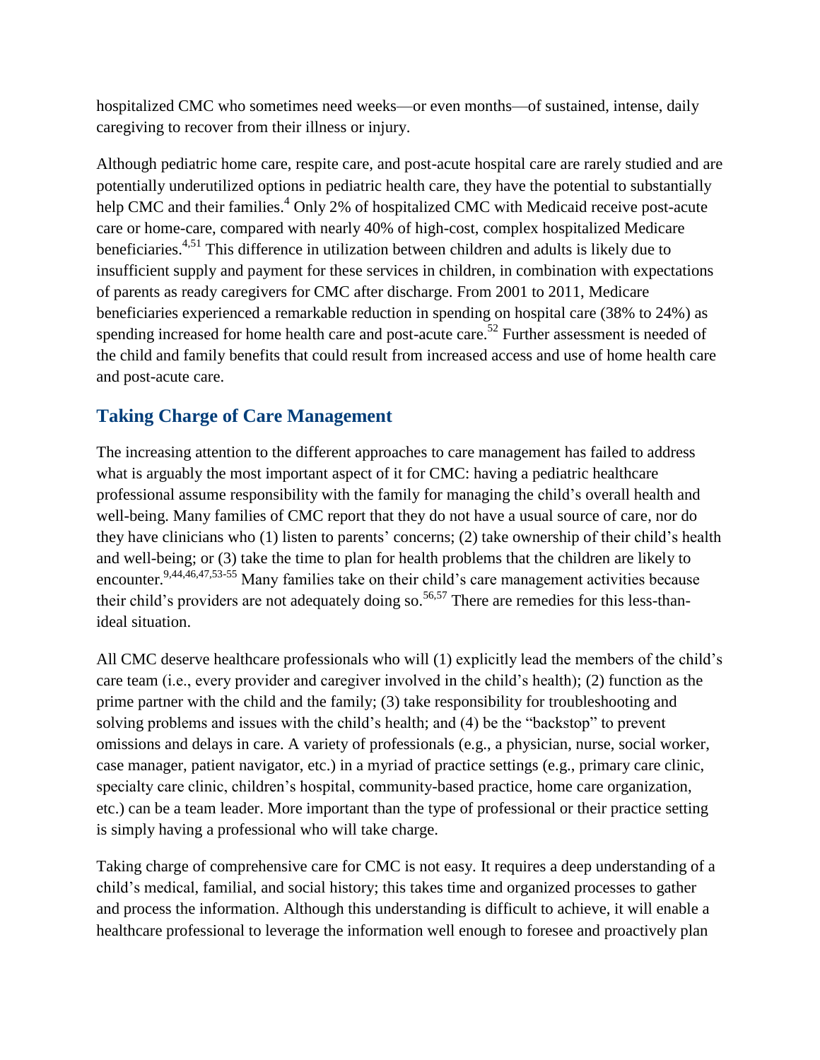hospitalized CMC who sometimes need weeks—or even months—of sustained, intense, daily caregiving to recover from their illness or injury.

Although pediatric home care, respite care, and post-acute hospital care are rarely studied and are potentially underutilized options in pediatric health care, they have the potential to substantially help CMC and their families.[4] Only 2% of hospitalized CMC with Medicaid receive post-acute care or home-care, compared with nearly 40% of high-cost, complex hospitalized Medicare beneficiaries.[4,51] This difference in utilization between children and adults is likely due to insufficient supply and payment for these services in children, in combination with expectations of parents as ready caregivers for CMC after discharge. From 2001 to 2011, Medicare beneficiaries experienced a remarkable reduction in spending on hospital care (38% to 24%) as spending increased for home health care and post-acute care.[52] Further assessment is needed of the child and family benefits that could result from increased access and use of home health care and post-acute care.

## Taking Charge of Care Management

The increasing attention to the different approaches to care management has failed to address what is arguably the most important aspect of it for CMC: having a pediatric healthcare professional assume responsibility with the family for managing the child's overall health and well-being. Many families of CMC report that they do not have a usual source of care, nor do they have clinicians who (1) listen to parents' concerns; (2) take ownership of their child's health and well-being; or (3) take the time to plan for health problems that the children are likely to encounter.[9,44,46,47,53-55] Many families take on their child's care management activities because their child's providers are not adequately doing so.[56,57] There are remedies for this less-than-ideal situation.

All CMC deserve healthcare professionals who will (1) explicitly lead the members of the child's care team (i.e., every provider and caregiver involved in the child's health); (2) function as the prime partner with the child and the family; (3) take responsibility for troubleshooting and solving problems and issues with the child's health; and (4) be the "backstop" to prevent omissions and delays in care. A variety of professionals (e.g., a physician, nurse, social worker, case manager, patient navigator, etc.) in a myriad of practice settings (e.g., primary care clinic, specialty care clinic, children's hospital, community-based practice, home care organization, etc.) can be a team leader. More important than the type of professional or their practice setting is simply having a professional who will take charge.

Taking charge of comprehensive care for CMC is not easy. It requires a deep understanding of a child's medical, familial, and social history; this takes time and organized processes to gather and process the information. Although this understanding is difficult to achieve, it will enable a healthcare professional to leverage the information well enough to foresee and proactively plan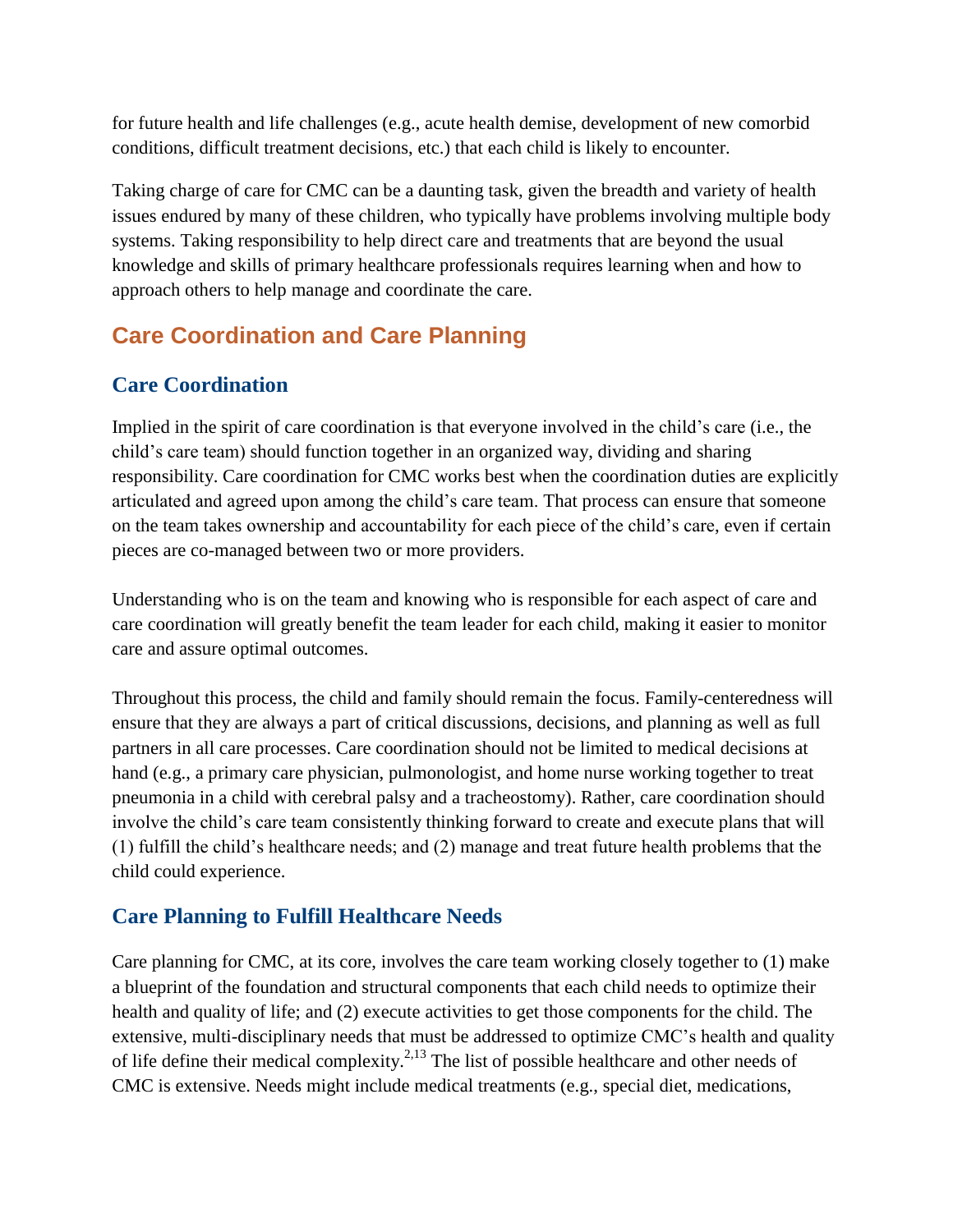for future health and life challenges (e.g., acute health demise, development of new comorbid conditions, difficult treatment decisions, etc.) that each child is likely to encounter.

Taking charge of care for CMC can be a daunting task, given the breadth and variety of health issues endured by many of these children, who typically have problems involving multiple body systems. Taking responsibility to help direct care and treatments that are beyond the usual knowledge and skills of primary healthcare professionals requires learning when and how to approach others to help manage and coordinate the care.

## Care Coordination and Care Planning

### Care Coordination

Implied in the spirit of care coordination is that everyone involved in the child's care (i.e., the child's care team) should function together in an organized way, dividing and sharing responsibility. Care coordination for CMC works best when the coordination duties are explicitly articulated and agreed upon among the child's care team. That process can ensure that someone on the team takes ownership and accountability for each piece of the child's care, even if certain pieces are co-managed between two or more providers.

Understanding who is on the team and knowing who is responsible for each aspect of care and care coordination will greatly benefit the team leader for each child, making it easier to monitor care and assure optimal outcomes.

Throughout this process, the child and family should remain the focus. Family-centeredness will ensure that they are always a part of critical discussions, decisions, and planning as well as full partners in all care processes. Care coordination should not be limited to medical decisions at hand (e.g., a primary care physician, pulmonologist, and home nurse working together to treat pneumonia in a child with cerebral palsy and a tracheostomy). Rather, care coordination should involve the child's care team consistently thinking forward to create and execute plans that will (1) fulfill the child's healthcare needs; and (2) manage and treat future health problems that the child could experience.

### Care Planning to Fulfill Healthcare Needs

Care planning for CMC, at its core, involves the care team working closely together to (1) make a blueprint of the foundation and structural components that each child needs to optimize their health and quality of life; and (2) execute activities to get those components for the child. The extensive, multi-disciplinary needs that must be addressed to optimize CMC's health and quality of life define their medical complexity.[2,13] The list of possible healthcare and other needs of CMC is extensive. Needs might include medical treatments (e.g., special diet, medications,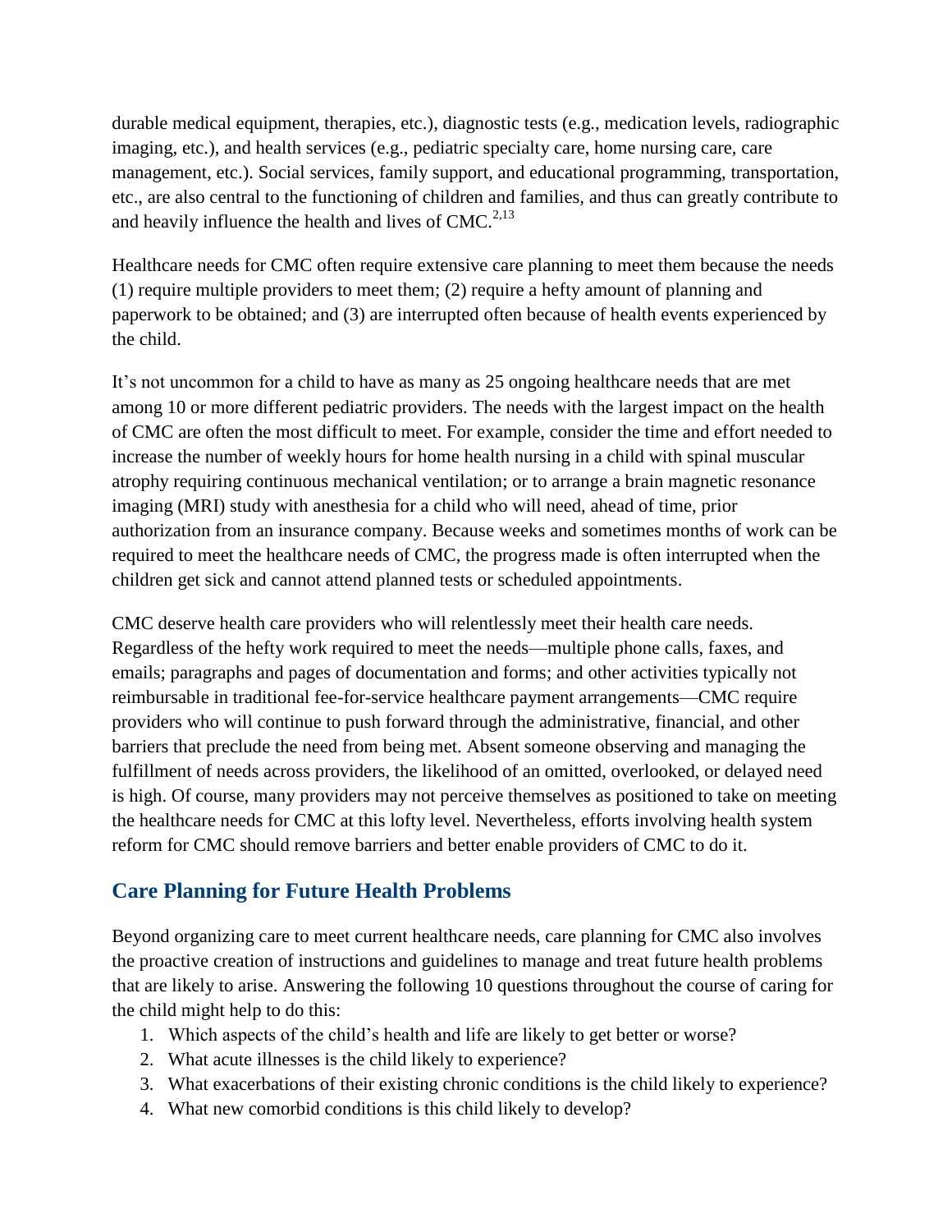durable medical equipment, therapies, etc.), diagnostic tests (e.g., medication levels, radiographic imaging, etc.), and health services (e.g., pediatric specialty care, home nursing care, care management, etc.). Social services, family support, and educational programming, transportation, etc., are also central to the functioning of children and families, and thus can greatly contribute to and heavily influence the health and lives of CMC.[2,13]

Healthcare needs for CMC often require extensive care planning to meet them because the needs (1) require multiple providers to meet them; (2) require a hefty amount of planning and paperwork to be obtained; and (3) are interrupted often because of health events experienced by the child.

It's not uncommon for a child to have as many as 25 ongoing healthcare needs that are met among 10 or more different pediatric providers. The needs with the largest impact on the health of CMC are often the most difficult to meet. For example, consider the time and effort needed to increase the number of weekly hours for home health nursing in a child with spinal muscular atrophy requiring continuous mechanical ventilation; or to arrange a brain magnetic resonance imaging (MRI) study with anesthesia for a child who will need, ahead of time, prior authorization from an insurance company. Because weeks and sometimes months of work can be required to meet the healthcare needs of CMC, the progress made is often interrupted when the children get sick and cannot attend planned tests or scheduled appointments.

CMC deserve health care providers who will relentlessly meet their health care needs. Regardless of the hefty work required to meet the needs—multiple phone calls, faxes, and emails; paragraphs and pages of documentation and forms; and other activities typically not reimbursable in traditional fee-for-service healthcare payment arrangements—CMC require providers who will continue to push forward through the administrative, financial, and other barriers that preclude the need from being met. Absent someone observing and managing the fulfillment of needs across providers, the likelihood of an omitted, overlooked, or delayed need is high. Of course, many providers may not perceive themselves as positioned to take on meeting the healthcare needs for CMC at this lofty level. Nevertheless, efforts involving health system reform for CMC should remove barriers and better enable providers of CMC to do it.

## Care Planning for Future Health Problems

Beyond organizing care to meet current healthcare needs, care planning for CMC also involves the proactive creation of instructions and guidelines to manage and treat future health problems that are likely to arise. Answering the following 10 questions throughout the course of caring for the child might help to do this:

1. Which aspects of the child's health and life are likely to get better or worse?
2. What acute illnesses is the child likely to experience?
3. What exacerbations of their existing chronic conditions is the child likely to experience?
4. What new comorbid conditions is this child likely to develop?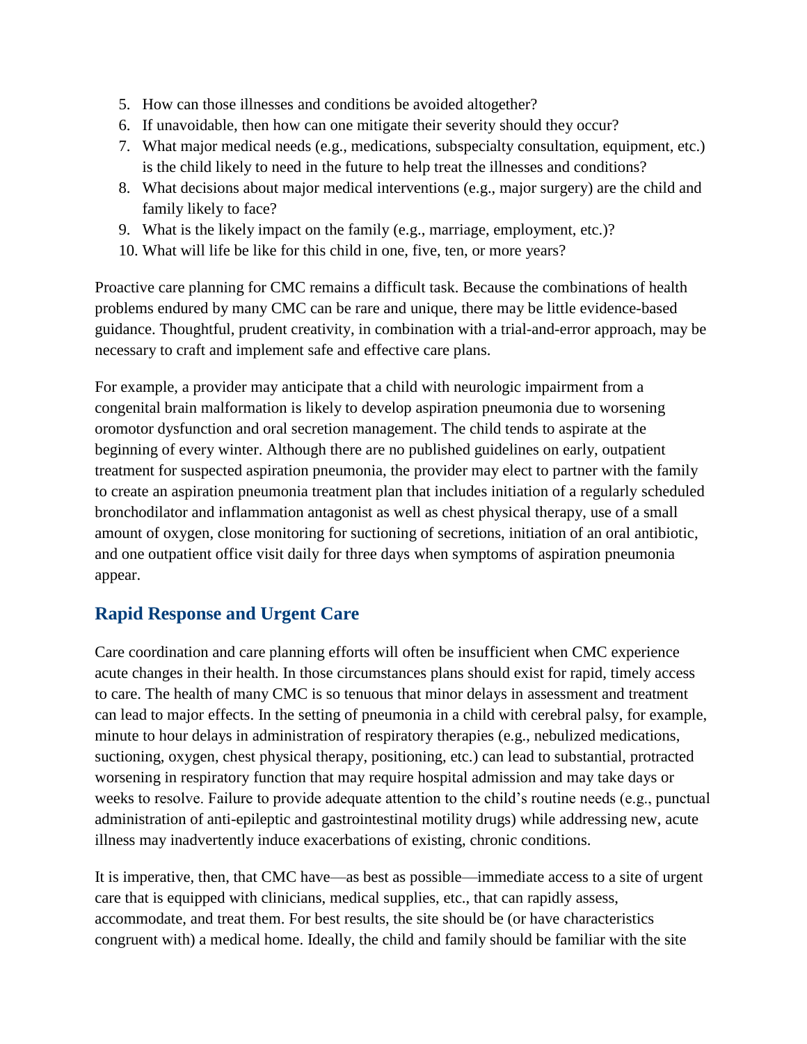5. How can those illnesses and conditions be avoided altogether?
6. If unavoidable, then how can one mitigate their severity should they occur?
7. What major medical needs (e.g., medications, subspecialty consultation, equipment, etc.) is the child likely to need in the future to help treat the illnesses and conditions?
8. What decisions about major medical interventions (e.g., major surgery) are the child and family likely to face?
9. What is the likely impact on the family (e.g., marriage, employment, etc.)?
10. What will life be like for this child in one, five, ten, or more years?

Proactive care planning for CMC remains a difficult task. Because the combinations of health problems endured by many CMC can be rare and unique, there may be little evidence-based guidance. Thoughtful, prudent creativity, in combination with a trial-and-error approach, may be necessary to craft and implement safe and effective care plans.

For example, a provider may anticipate that a child with neurologic impairment from a congenital brain malformation is likely to develop aspiration pneumonia due to worsening oromotor dysfunction and oral secretion management. The child tends to aspirate at the beginning of every winter. Although there are no published guidelines on early, outpatient treatment for suspected aspiration pneumonia, the provider may elect to partner with the family to create an aspiration pneumonia treatment plan that includes initiation of a regularly scheduled bronchodilator and inflammation antagonist as well as chest physical therapy, use of a small amount of oxygen, close monitoring for suctioning of secretions, initiation of an oral antibiotic, and one outpatient office visit daily for three days when symptoms of aspiration pneumonia appear.

## Rapid Response and Urgent Care

Care coordination and care planning efforts will often be insufficient when CMC experience acute changes in their health. In those circumstances plans should exist for rapid, timely access to care. The health of many CMC is so tenuous that minor delays in assessment and treatment can lead to major effects. In the setting of pneumonia in a child with cerebral palsy, for example, minute to hour delays in administration of respiratory therapies (e.g., nebulized medications, suctioning, oxygen, chest physical therapy, positioning, etc.) can lead to substantial, protracted worsening in respiratory function that may require hospital admission and may take days or weeks to resolve. Failure to provide adequate attention to the child's routine needs (e.g., punctual administration of anti-epileptic and gastrointestinal motility drugs) while addressing new, acute illness may inadvertently induce exacerbations of existing, chronic conditions.

It is imperative, then, that CMC have—as best as possible—immediate access to a site of urgent care that is equipped with clinicians, medical supplies, etc., that can rapidly assess, accommodate, and treat them. For best results, the site should be (or have characteristics congruent with) a medical home. Ideally, the child and family should be familiar with the site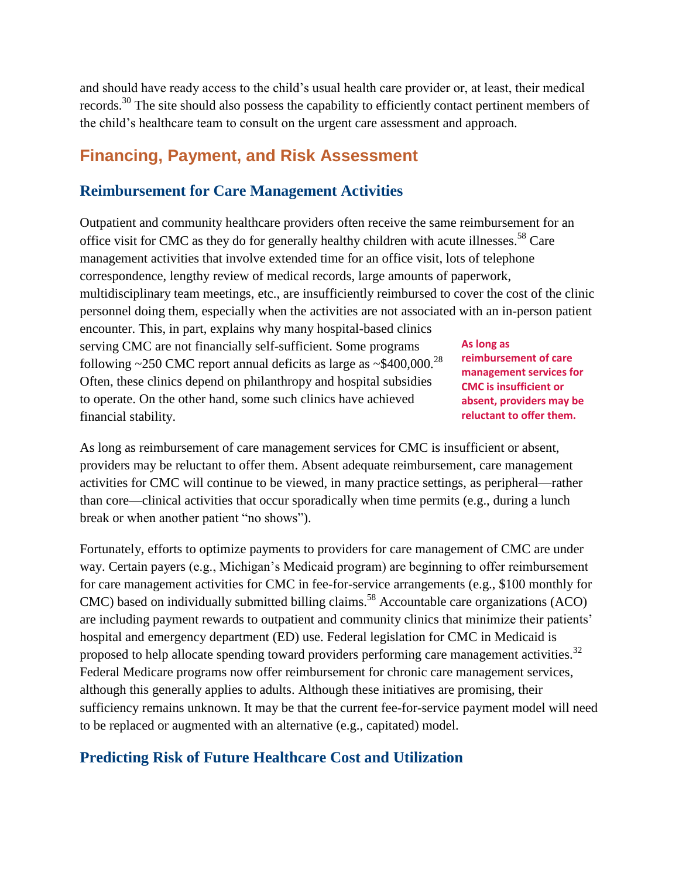and should have ready access to the child's usual health care provider or, at least, their medical records.[30] The site should also possess the capability to efficiently contact pertinent members of the child's healthcare team to consult on the urgent care assessment and approach.

## Financing, Payment, and Risk Assessment

### Reimbursement for Care Management Activities

Outpatient and community healthcare providers often receive the same reimbursement for an office visit for CMC as they do for generally healthy children with acute illnesses.[58] Care management activities that involve extended time for an office visit, lots of telephone correspondence, lengthy review of medical records, large amounts of paperwork, multidisciplinary team meetings, etc., are insufficiently reimbursed to cover the cost of the clinic personnel doing them, especially when the activities are not associated with an in-person patient encounter. This, in part, explains why many hospital-based clinics serving CMC are not financially self-sufficient. Some programs following ~250 CMC report annual deficits as large as ~$400,000.[28] Often, these clinics depend on philanthropy and hospital subsidies to operate. On the other hand, some such clinics have achieved financial stability.

**As long as reimbursement of care management services for CMC is insufficient or absent, providers may be reluctant to offer them.**

As long as reimbursement of care management services for CMC is insufficient or absent, providers may be reluctant to offer them. Absent adequate reimbursement, care management activities for CMC will continue to be viewed, in many practice settings, as peripheral—rather than core—clinical activities that occur sporadically when time permits (e.g., during a lunch break or when another patient "no shows").

Fortunately, efforts to optimize payments to providers for care management of CMC are under way. Certain payers (e.g., Michigan's Medicaid program) are beginning to offer reimbursement for care management activities for CMC in fee-for-service arrangements (e.g., $100 monthly for CMC) based on individually submitted billing claims.[58] Accountable care organizations (ACO) are including payment rewards to outpatient and community clinics that minimize their patients' hospital and emergency department (ED) use. Federal legislation for CMC in Medicaid is proposed to help allocate spending toward providers performing care management activities.[32] Federal Medicare programs now offer reimbursement for chronic care management services, although this generally applies to adults. Although these initiatives are promising, their sufficiency remains unknown. It may be that the current fee-for-service payment model will need to be replaced or augmented with an alternative (e.g., capitated) model.

### Predicting Risk of Future Healthcare Cost and Utilization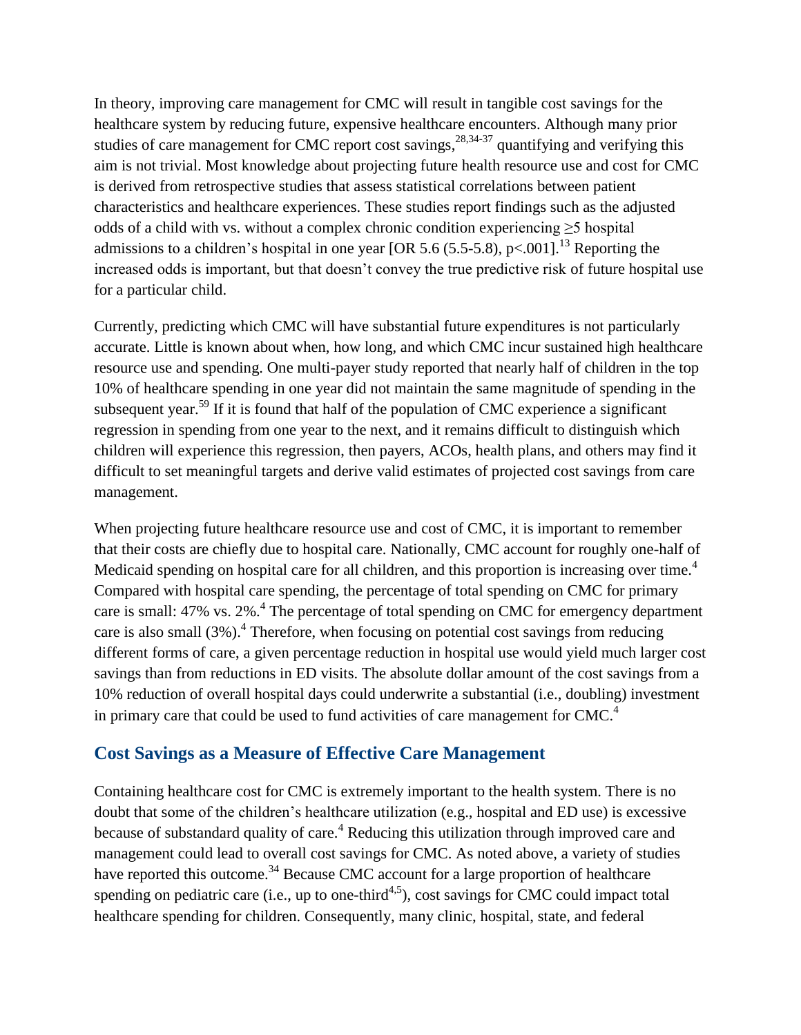In theory, improving care management for CMC will result in tangible cost savings for the healthcare system by reducing future, expensive healthcare encounters. Although many prior studies of care management for CMC report cost savings,[28,34-37] quantifying and verifying this aim is not trivial. Most knowledge about projecting future health resource use and cost for CMC is derived from retrospective studies that assess statistical correlations between patient characteristics and healthcare experiences. These studies report findings such as the adjusted odds of a child with vs. without a complex chronic condition experiencing ≥5 hospital admissions to a children's hospital in one year [OR 5.6 (5.5-5.8), $p<.001$].[13] Reporting the increased odds is important, but that doesn't convey the true predictive risk of future hospital use for a particular child.

Currently, predicting which CMC will have substantial future expenditures is not particularly accurate. Little is known about when, how long, and which CMC incur sustained high healthcare resource use and spending. One multi-payer study reported that nearly half of children in the top 10% of healthcare spending in one year did not maintain the same magnitude of spending in the subsequent year.[59] If it is found that half of the population of CMC experience a significant regression in spending from one year to the next, and it remains difficult to distinguish which children will experience this regression, then payers, ACOs, health plans, and others may find it difficult to set meaningful targets and derive valid estimates of projected cost savings from care management.

When projecting future healthcare resource use and cost of CMC, it is important to remember that their costs are chiefly due to hospital care. Nationally, CMC account for roughly one-half of Medicaid spending on hospital care for all children, and this proportion is increasing over time.[4] Compared with hospital care spending, the percentage of total spending on CMC for primary care is small: 47% vs. 2%.[4] The percentage of total spending on CMC for emergency department care is also small (3%).[4] Therefore, when focusing on potential cost savings from reducing different forms of care, a given percentage reduction in hospital use would yield much larger cost savings than from reductions in ED visits. The absolute dollar amount of the cost savings from a 10% reduction of overall hospital days could underwrite a substantial (i.e., doubling) investment in primary care that could be used to fund activities of care management for CMC.[4]

## Cost Savings as a Measure of Effective Care Management

Containing healthcare cost for CMC is extremely important to the health system. There is no doubt that some of the children's healthcare utilization (e.g., hospital and ED use) is excessive because of substandard quality of care.[4] Reducing this utilization through improved care and management could lead to overall cost savings for CMC. As noted above, a variety of studies have reported this outcome.[34] Because CMC account for a large proportion of healthcare spending on pediatric care (i.e., up to one-third[4,5]), cost savings for CMC could impact total healthcare spending for children. Consequently, many clinic, hospital, state, and federal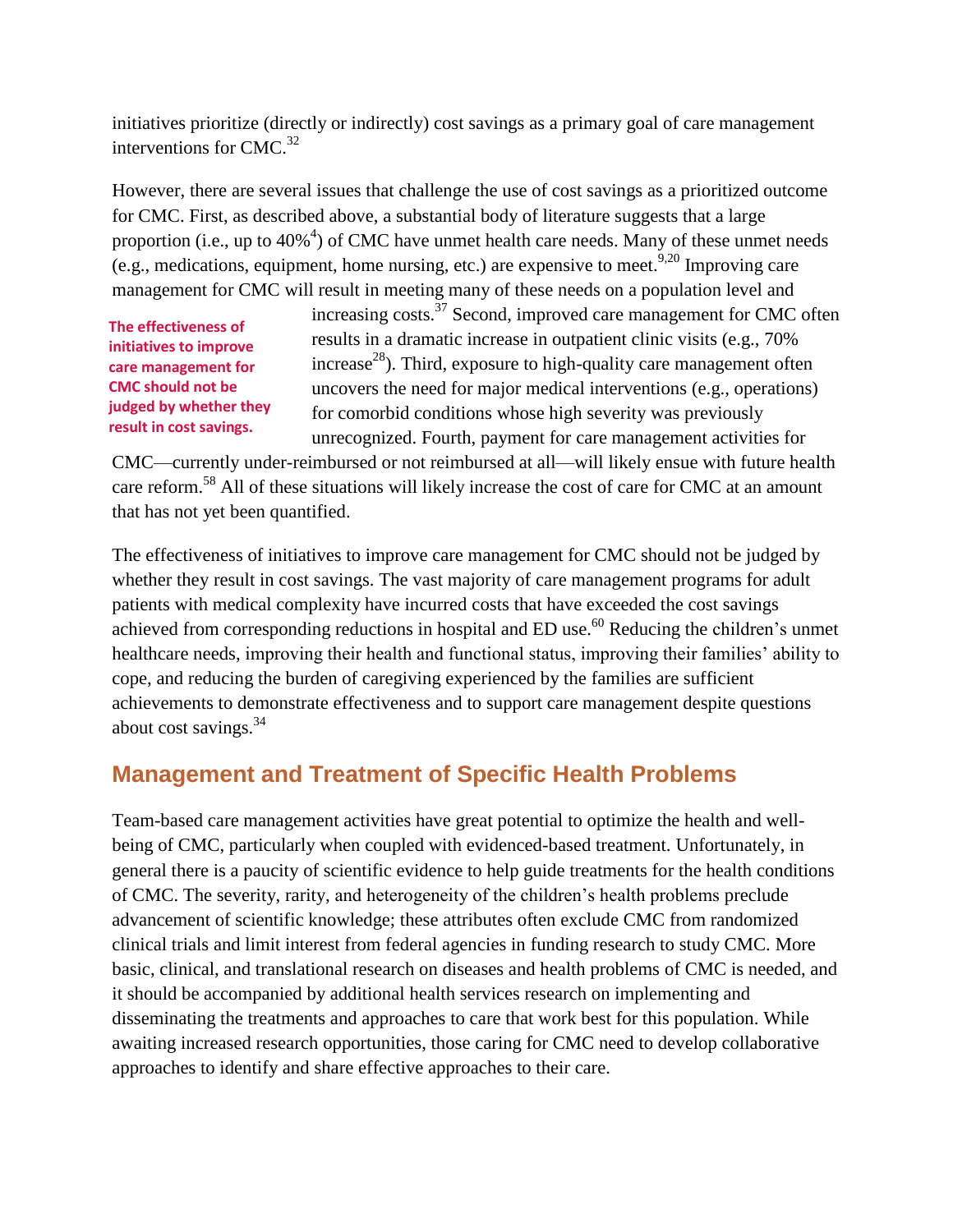initiatives prioritize (directly or indirectly) cost savings as a primary goal of care management interventions for CMC.[32]

However, there are several issues that challenge the use of cost savings as a prioritized outcome for CMC. First, as described above, a substantial body of literature suggests that a large proportion (i.e., up to 40%[4]) of CMC have unmet health care needs. Many of these unmet needs (e.g., medications, equipment, home nursing, etc.) are expensive to meet.[9,20] Improving care management for CMC will result in meeting many of these needs on a population level and increasing costs.[37] Second, improved care management for CMC often results in a dramatic increase in outpatient clinic visits (e.g., 70% increase[28]). Third, exposure to high-quality care management often uncovers the need for major medical interventions (e.g., operations) for comorbid conditions whose high severity was previously unrecognized. Fourth, payment for care management activities for CMC—currently under-reimbursed or not reimbursed at all—will likely ensue with future health care reform.[58] All of these situations will likely increase the cost of care for CMC at an amount that has not yet been quantified.

**The effectiveness of initiatives to improve care management for CMC should not be judged by whether they result in cost savings.**

The effectiveness of initiatives to improve care management for CMC should not be judged by whether they result in cost savings. The vast majority of care management programs for adult patients with medical complexity have incurred costs that have exceeded the cost savings achieved from corresponding reductions in hospital and ED use.[60] Reducing the children's unmet healthcare needs, improving their health and functional status, improving their families' ability to cope, and reducing the burden of caregiving experienced by the families are sufficient achievements to demonstrate effectiveness and to support care management despite questions about cost savings.[34]

## Management and Treatment of Specific Health Problems

Team-based care management activities have great potential to optimize the health and well-being of CMC, particularly when coupled with evidenced-based treatment. Unfortunately, in general there is a paucity of scientific evidence to help guide treatments for the health conditions of CMC. The severity, rarity, and heterogeneity of the children's health problems preclude advancement of scientific knowledge; these attributes often exclude CMC from randomized clinical trials and limit interest from federal agencies in funding research to study CMC. More basic, clinical, and translational research on diseases and health problems of CMC is needed, and it should be accompanied by additional health services research on implementing and disseminating the treatments and approaches to care that work best for this population. While awaiting increased research opportunities, those caring for CMC need to develop collaborative approaches to identify and share effective approaches to their care.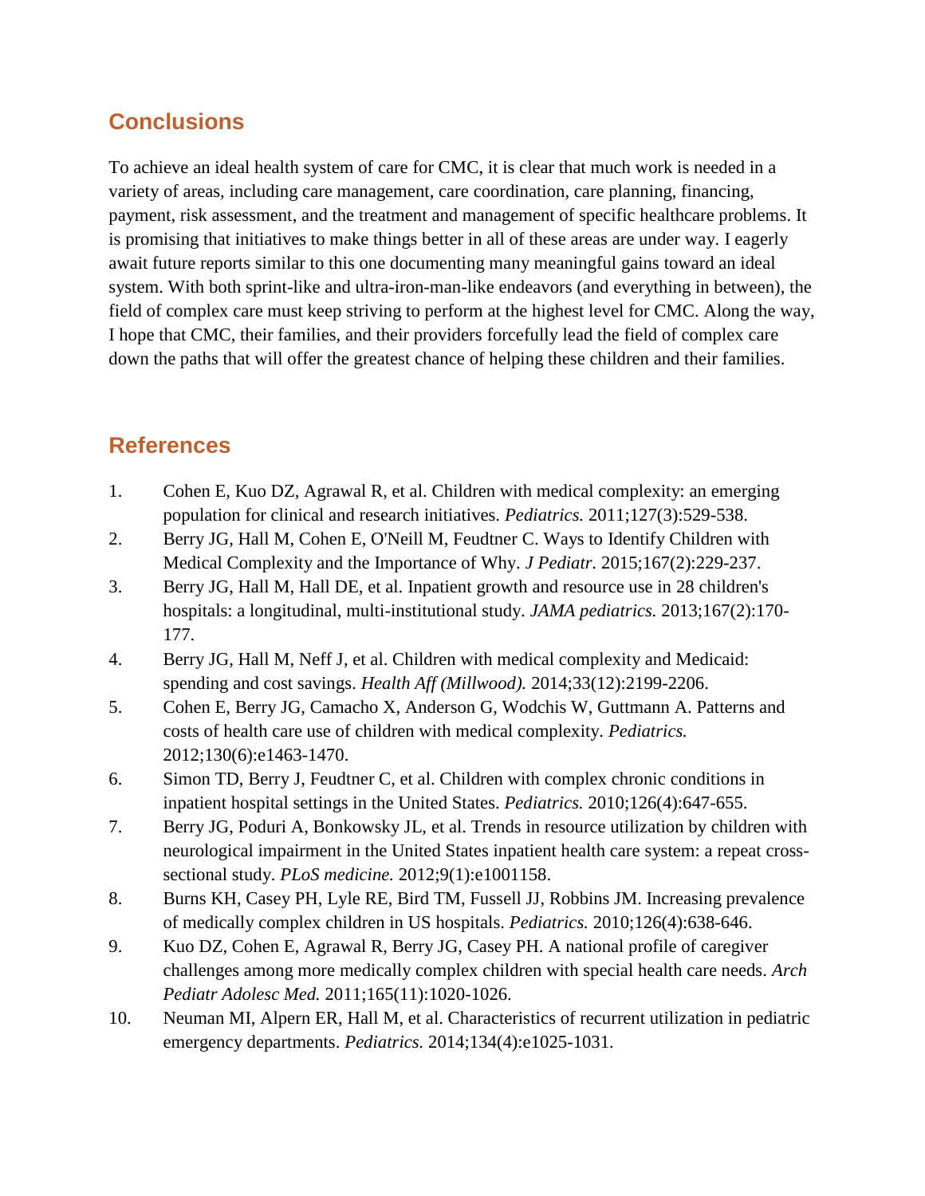## Conclusions

To achieve an ideal health system of care for CMC, it is clear that much work is needed in a variety of areas, including care management, care coordination, care planning, financing, payment, risk assessment, and the treatment and management of specific healthcare problems. It is promising that initiatives to make things better in all of these areas are under way. I eagerly await future reports similar to this one documenting many meaningful gains toward an ideal system. With both sprint-like and ultra-iron-man-like endeavors (and everything in between), the field of complex care must keep striving to perform at the highest level for CMC. Along the way, I hope that CMC, their families, and their providers forcefully lead the field of complex care down the paths that will offer the greatest chance of helping these children and their families.

## References

1. Cohen E, Kuo DZ, Agrawal R, et al. Children with medical complexity: an emerging population for clinical and research initiatives. *Pediatrics.* 2011;127(3):529-538.
2. Berry JG, Hall M, Cohen E, O'Neill M, Feudtner C. Ways to Identify Children with Medical Complexity and the Importance of Why. *J Pediatr.* 2015;167(2):229-237.
3. Berry JG, Hall M, Hall DE, et al. Inpatient growth and resource use in 28 children's hospitals: a longitudinal, multi-institutional study. *JAMA pediatrics.* 2013;167(2):170-177.
4. Berry JG, Hall M, Neff J, et al. Children with medical complexity and Medicaid: spending and cost savings. *Health Aff (Millwood).* 2014;33(12):2199-2206.
5. Cohen E, Berry JG, Camacho X, Anderson G, Wodchis W, Guttmann A. Patterns and costs of health care use of children with medical complexity. *Pediatrics.* 2012;130(6):e1463-1470.
6. Simon TD, Berry J, Feudtner C, et al. Children with complex chronic conditions in inpatient hospital settings in the United States. *Pediatrics.* 2010;126(4):647-655.
7. Berry JG, Poduri A, Bonkowsky JL, et al. Trends in resource utilization by children with neurological impairment in the United States inpatient health care system: a repeat cross-sectional study. *PLoS medicine.* 2012;9(1):e1001158.
8. Burns KH, Casey PH, Lyle RE, Bird TM, Fussell JJ, Robbins JM. Increasing prevalence of medically complex children in US hospitals. *Pediatrics.* 2010;126(4):638-646.
9. Kuo DZ, Cohen E, Agrawal R, Berry JG, Casey PH. A national profile of caregiver challenges among more medically complex children with special health care needs. *Arch Pediatr Adolesc Med.* 2011;165(11):1020-1026.
10. Neuman MI, Alpern ER, Hall M, et al. Characteristics of recurrent utilization in pediatric emergency departments. *Pediatrics.* 2014;134(4):e1025-1031.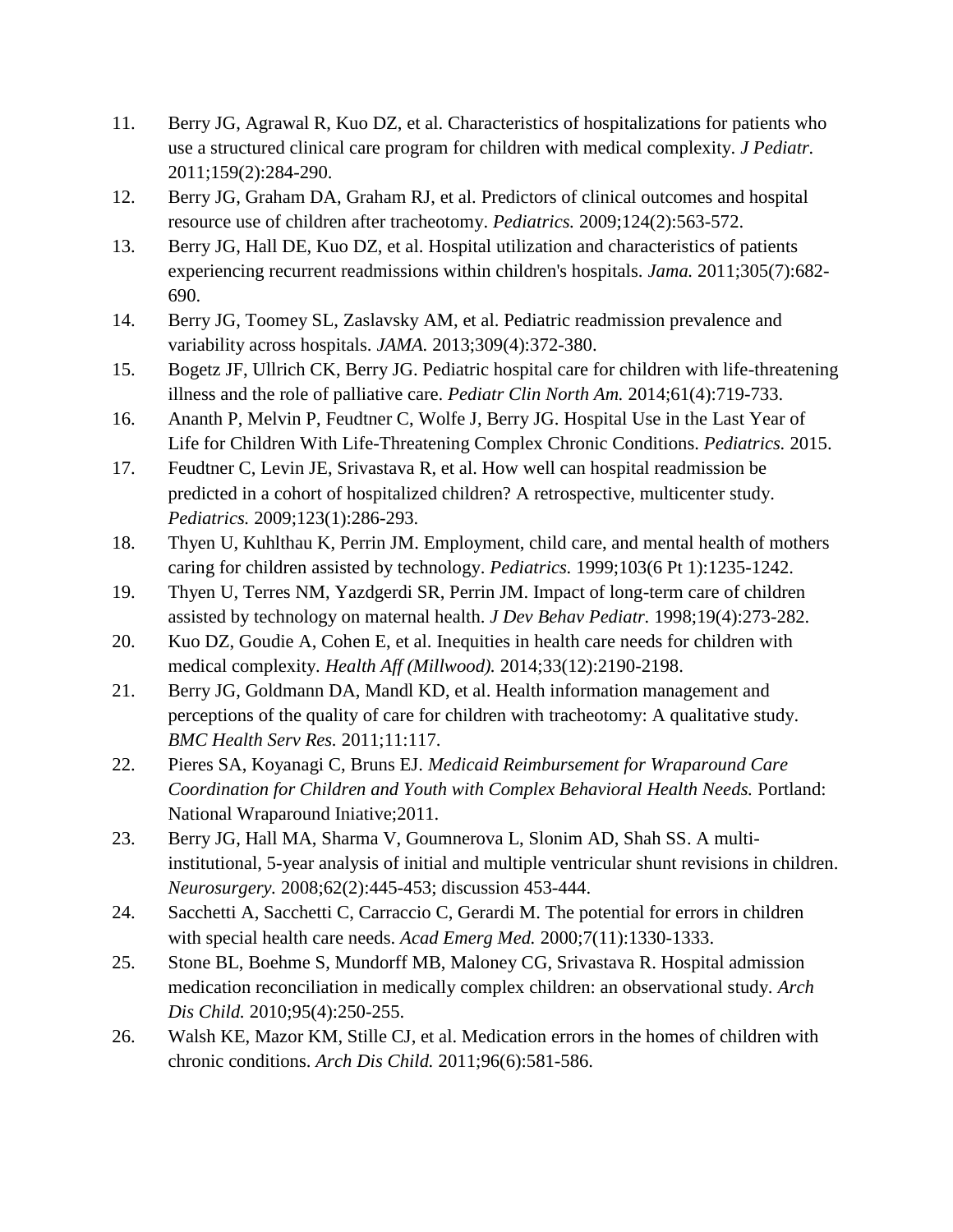11. Berry JG, Agrawal R, Kuo DZ, et al. Characteristics of hospitalizations for patients who use a structured clinical care program for children with medical complexity. *J Pediatr.* 2011;159(2):284-290.
12. Berry JG, Graham DA, Graham RJ, et al. Predictors of clinical outcomes and hospital resource use of children after tracheotomy. *Pediatrics.* 2009;124(2):563-572.
13. Berry JG, Hall DE, Kuo DZ, et al. Hospital utilization and characteristics of patients experiencing recurrent readmissions within children's hospitals. *Jama.* 2011;305(7):682-690.
14. Berry JG, Toomey SL, Zaslavsky AM, et al. Pediatric readmission prevalence and variability across hospitals. *JAMA.* 2013;309(4):372-380.
15. Bogetz JF, Ullrich CK, Berry JG. Pediatric hospital care for children with life-threatening illness and the role of palliative care. *Pediatr Clin North Am.* 2014;61(4):719-733.
16. Ananth P, Melvin P, Feudtner C, Wolfe J, Berry JG. Hospital Use in the Last Year of Life for Children With Life-Threatening Complex Chronic Conditions. *Pediatrics.* 2015.
17. Feudtner C, Levin JE, Srivastava R, et al. How well can hospital readmission be predicted in a cohort of hospitalized children? A retrospective, multicenter study. *Pediatrics.* 2009;123(1):286-293.
18. Thyen U, Kuhlthau K, Perrin JM. Employment, child care, and mental health of mothers caring for children assisted by technology. *Pediatrics.* 1999;103(6 Pt 1):1235-1242.
19. Thyen U, Terres NM, Yazdgerdi SR, Perrin JM. Impact of long-term care of children assisted by technology on maternal health. *J Dev Behav Pediatr.* 1998;19(4):273-282.
20. Kuo DZ, Goudie A, Cohen E, et al. Inequities in health care needs for children with medical complexity. *Health Aff (Millwood).* 2014;33(12):2190-2198.
21. Berry JG, Goldmann DA, Mandl KD, et al. Health information management and perceptions of the quality of care for children with tracheotomy: A qualitative study. *BMC Health Serv Res.* 2011;11:117.
22. Pieres SA, Koyanagi C, Bruns EJ. *Medicaid Reimbursement for Wraparound Care Coordination for Children and Youth with Complex Behavioral Health Needs.* Portland: National Wraparound Iniative;2011.
23. Berry JG, Hall MA, Sharma V, Goumnerova L, Slonim AD, Shah SS. A multi-institutional, 5-year analysis of initial and multiple ventricular shunt revisions in children. *Neurosurgery.* 2008;62(2):445-453; discussion 453-444.
24. Sacchetti A, Sacchetti C, Carraccio C, Gerardi M. The potential for errors in children with special health care needs. *Acad Emerg Med.* 2000;7(11):1330-1333.
25. Stone BL, Boehme S, Mundorff MB, Maloney CG, Srivastava R. Hospital admission medication reconciliation in medically complex children: an observational study. *Arch Dis Child.* 2010;95(4):250-255.
26. Walsh KE, Mazor KM, Stille CJ, et al. Medication errors in the homes of children with chronic conditions. *Arch Dis Child.* 2011;96(6):581-586.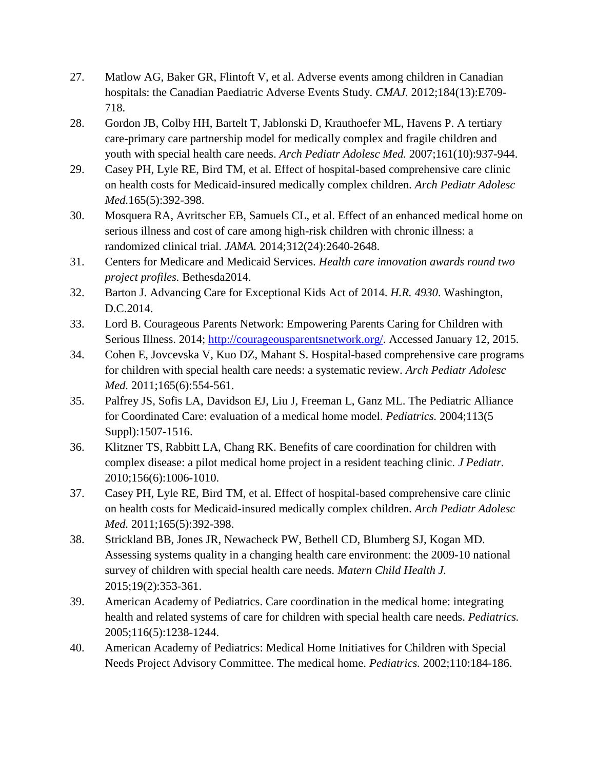27. Matlow AG, Baker GR, Flintoft V, et al. Adverse events among children in Canadian hospitals: the Canadian Paediatric Adverse Events Study. *CMAJ.* 2012;184(13):E709-718.
28. Gordon JB, Colby HH, Bartelt T, Jablonski D, Krauthoefer ML, Havens P. A tertiary care-primary care partnership model for medically complex and fragile children and youth with special health care needs. *Arch Pediatr Adolesc Med.* 2007;161(10):937-944.
29. Casey PH, Lyle RE, Bird TM, et al. Effect of hospital-based comprehensive care clinic on health costs for Medicaid-insured medically complex children. *Arch Pediatr Adolesc Med.*165(5):392-398.
30. Mosquera RA, Avritscher EB, Samuels CL, et al. Effect of an enhanced medical home on serious illness and cost of care among high-risk children with chronic illness: a randomized clinical trial. *JAMA.* 2014;312(24):2640-2648.
31. Centers for Medicare and Medicaid Services. *Health care innovation awards round two project profiles.* Bethesda2014.
32. Barton J. Advancing Care for Exceptional Kids Act of 2014. *H.R. 4930*. Washington, D.C.2014.
33. Lord B. Courageous Parents Network: Empowering Parents Caring for Children with Serious Illness. 2014; http://courageousparentsnetwork.org/. Accessed January 12, 2015.
34. Cohen E, Jovcevska V, Kuo DZ, Mahant S. Hospital-based comprehensive care programs for children with special health care needs: a systematic review. *Arch Pediatr Adolesc Med.* 2011;165(6):554-561.
35. Palfrey JS, Sofis LA, Davidson EJ, Liu J, Freeman L, Ganz ML. The Pediatric Alliance for Coordinated Care: evaluation of a medical home model. *Pediatrics.* 2004;113(5 Suppl):1507-1516.
36. Klitzner TS, Rabbitt LA, Chang RK. Benefits of care coordination for children with complex disease: a pilot medical home project in a resident teaching clinic. *J Pediatr.* 2010;156(6):1006-1010.
37. Casey PH, Lyle RE, Bird TM, et al. Effect of hospital-based comprehensive care clinic on health costs for Medicaid-insured medically complex children. *Arch Pediatr Adolesc Med.* 2011;165(5):392-398.
38. Strickland BB, Jones JR, Newacheck PW, Bethell CD, Blumberg SJ, Kogan MD. Assessing systems quality in a changing health care environment: the 2009-10 national survey of children with special health care needs. *Matern Child Health J.* 2015;19(2):353-361.
39. American Academy of Pediatrics. Care coordination in the medical home: integrating health and related systems of care for children with special health care needs. *Pediatrics.* 2005;116(5):1238-1244.
40. American Academy of Pediatrics: Medical Home Initiatives for Children with Special Needs Project Advisory Committee. The medical home. *Pediatrics.* 2002;110:184-186.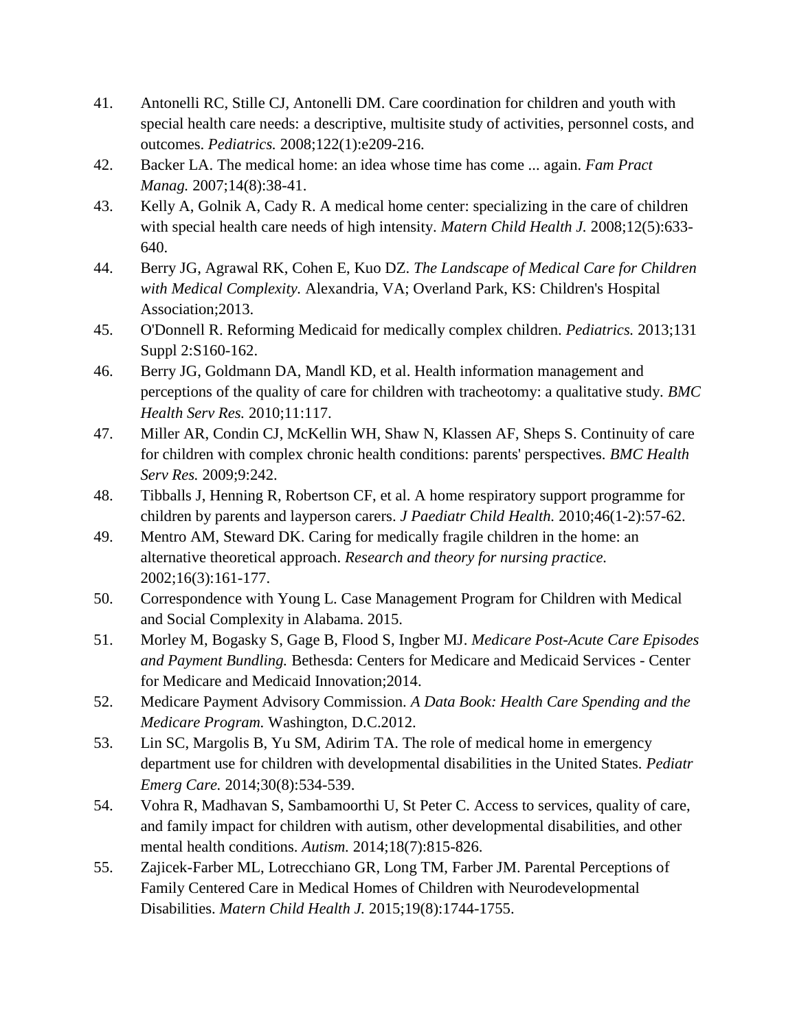41. Antonelli RC, Stille CJ, Antonelli DM. Care coordination for children and youth with special health care needs: a descriptive, multisite study of activities, personnel costs, and outcomes. *Pediatrics.* 2008;122(1):e209-216.
42. Backer LA. The medical home: an idea whose time has come ... again. *Fam Pract Manag.* 2007;14(8):38-41.
43. Kelly A, Golnik A, Cady R. A medical home center: specializing in the care of children with special health care needs of high intensity. *Matern Child Health J.* 2008;12(5):633-640.
44. Berry JG, Agrawal RK, Cohen E, Kuo DZ. *The Landscape of Medical Care for Children with Medical Complexity.* Alexandria, VA; Overland Park, KS: Children's Hospital Association;2013.
45. O'Donnell R. Reforming Medicaid for medically complex children. *Pediatrics.* 2013;131 Suppl 2:S160-162.
46. Berry JG, Goldmann DA, Mandl KD, et al. Health information management and perceptions of the quality of care for children with tracheotomy: a qualitative study. *BMC Health Serv Res.* 2010;11:117.
47. Miller AR, Condin CJ, McKellin WH, Shaw N, Klassen AF, Sheps S. Continuity of care for children with complex chronic health conditions: parents' perspectives. *BMC Health Serv Res.* 2009;9:242.
48. Tibballs J, Henning R, Robertson CF, et al. A home respiratory support programme for children by parents and layperson carers. *J Paediatr Child Health.* 2010;46(1-2):57-62.
49. Mentro AM, Steward DK. Caring for medically fragile children in the home: an alternative theoretical approach. *Research and theory for nursing practice.* 2002;16(3):161-177.
50. Correspondence with Young L. Case Management Program for Children with Medical and Social Complexity in Alabama. 2015.
51. Morley M, Bogasky S, Gage B, Flood S, Ingber MJ. *Medicare Post-Acute Care Episodes and Payment Bundling.* Bethesda: Centers for Medicare and Medicaid Services - Center for Medicare and Medicaid Innovation;2014.
52. Medicare Payment Advisory Commission. *A Data Book: Health Care Spending and the Medicare Program.* Washington, D.C.2012.
53. Lin SC, Margolis B, Yu SM, Adirim TA. The role of medical home in emergency department use for children with developmental disabilities in the United States. *Pediatr Emerg Care.* 2014;30(8):534-539.
54. Vohra R, Madhavan S, Sambamoorthi U, St Peter C. Access to services, quality of care, and family impact for children with autism, other developmental disabilities, and other mental health conditions. *Autism.* 2014;18(7):815-826.
55. Zajicek-Farber ML, Lotrecchiano GR, Long TM, Farber JM. Parental Perceptions of Family Centered Care in Medical Homes of Children with Neurodevelopmental Disabilities. *Matern Child Health J.* 2015;19(8):1744-1755.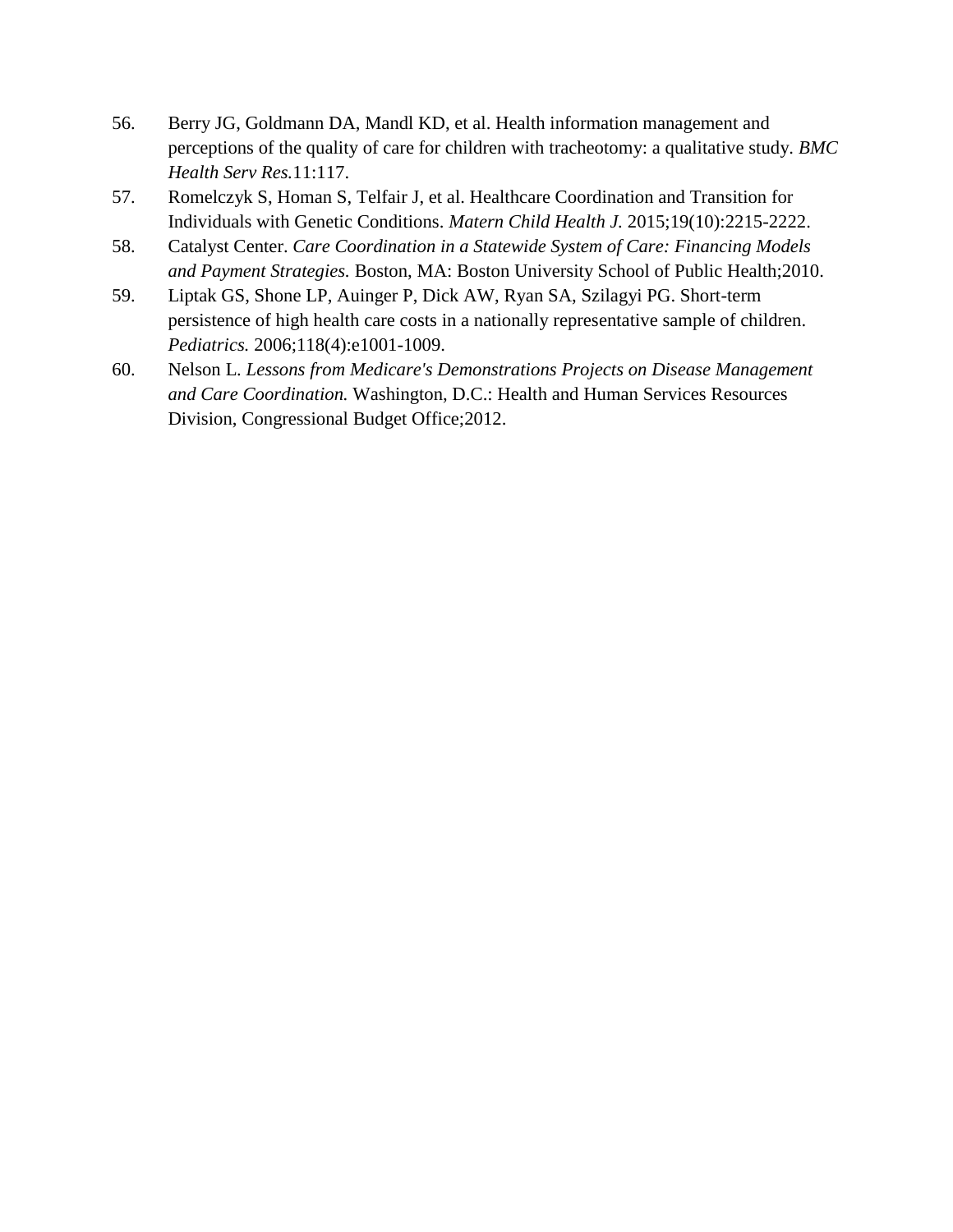56. Berry JG, Goldmann DA, Mandl KD, et al. Health information management and perceptions of the quality of care for children with tracheotomy: a qualitative study. *BMC Health Serv Res.*11:117.
57. Romelczyk S, Homan S, Telfair J, et al. Healthcare Coordination and Transition for Individuals with Genetic Conditions. *Matern Child Health J.* 2015;19(10):2215-2222.
58. Catalyst Center. *Care Coordination in a Statewide System of Care: Financing Models and Payment Strategies.* Boston, MA: Boston University School of Public Health;2010.
59. Liptak GS, Shone LP, Auinger P, Dick AW, Ryan SA, Szilagyi PG. Short-term persistence of high health care costs in a nationally representative sample of children. *Pediatrics.* 2006;118(4):e1001-1009.
60. Nelson L. *Lessons from Medicare's Demonstrations Projects on Disease Management and Care Coordination.* Washington, D.C.: Health and Human Services Resources Division, Congressional Budget Office;2012.